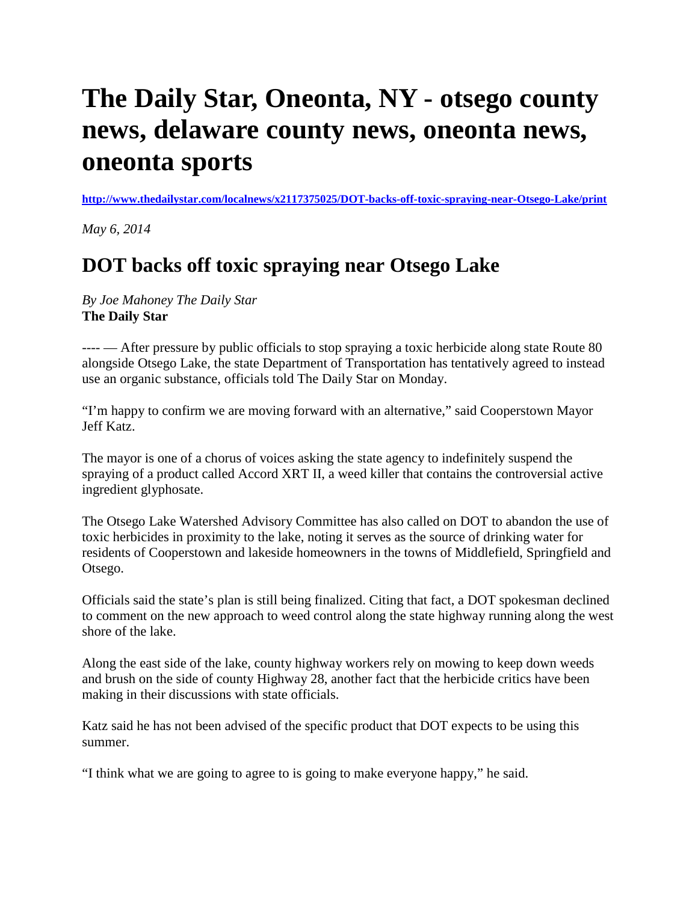# The Daily Star, Oneonta, NY - otsego county news, delaware county news, oneonta news, oneonta sports

**http://www.thedailystar.com/localnews/x2117375025/DOT-backs-off-toxic-spraying-near-Otsego-Lake/print**

*May 6, 2014*

## DOT backs off toxic spraying near Otsego Lake

*By Joe Mahoney The Daily Star*
**The Daily Star**

---- — After pressure by public officials to stop spraying a toxic herbicide along state Route 80 alongside Otsego Lake, the state Department of Transportation has tentatively agreed to instead use an organic substance, officials told The Daily Star on Monday.

"I'm happy to confirm we are moving forward with an alternative," said Cooperstown Mayor Jeff Katz.

The mayor is one of a chorus of voices asking the state agency to indefinitely suspend the spraying of a product called Accord XRT II, a weed killer that contains the controversial active ingredient glyphosate.

The Otsego Lake Watershed Advisory Committee has also called on DOT to abandon the use of toxic herbicides in proximity to the lake, noting it serves as the source of drinking water for residents of Cooperstown and lakeside homeowners in the towns of Middlefield, Springfield and Otsego.

Officials said the state's plan is still being finalized. Citing that fact, a DOT spokesman declined to comment on the new approach to weed control along the state highway running along the west shore of the lake.

Along the east side of the lake, county highway workers rely on mowing to keep down weeds and brush on the side of county Highway 28, another fact that the herbicide critics have been making in their discussions with state officials.

Katz said he has not been advised of the specific product that DOT expects to be using this summer.

"I think what we are going to agree to is going to make everyone happy," he said.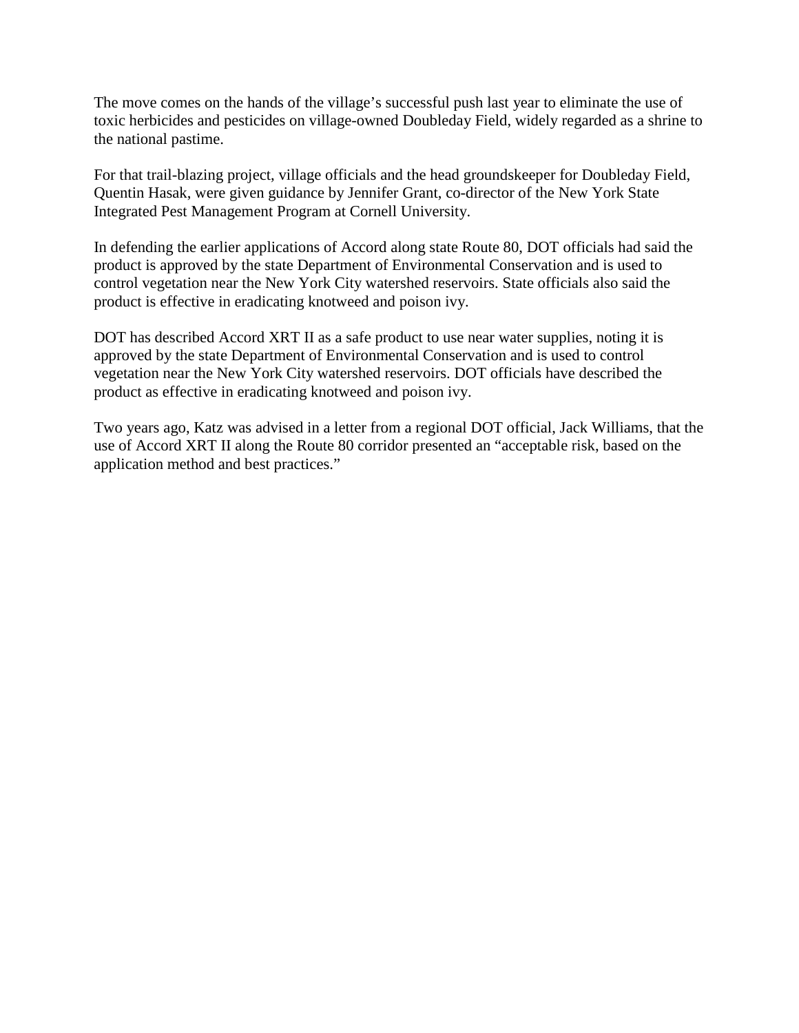The move comes on the hands of the village's successful push last year to eliminate the use of toxic herbicides and pesticides on village-owned Doubleday Field, widely regarded as a shrine to the national pastime.

For that trail-blazing project, village officials and the head groundskeeper for Doubleday Field, Quentin Hasak, were given guidance by Jennifer Grant, co-director of the New York State Integrated Pest Management Program at Cornell University.

In defending the earlier applications of Accord along state Route 80, DOT officials had said the product is approved by the state Department of Environmental Conservation and is used to control vegetation near the New York City watershed reservoirs. State officials also said the product is effective in eradicating knotweed and poison ivy.

DOT has described Accord XRT II as a safe product to use near water supplies, noting it is approved by the state Department of Environmental Conservation and is used to control vegetation near the New York City watershed reservoirs. DOT officials have described the product as effective in eradicating knotweed and poison ivy.

Two years ago, Katz was advised in a letter from a regional DOT official, Jack Williams, that the use of Accord XRT II along the Route 80 corridor presented an "acceptable risk, based on the application method and best practices."